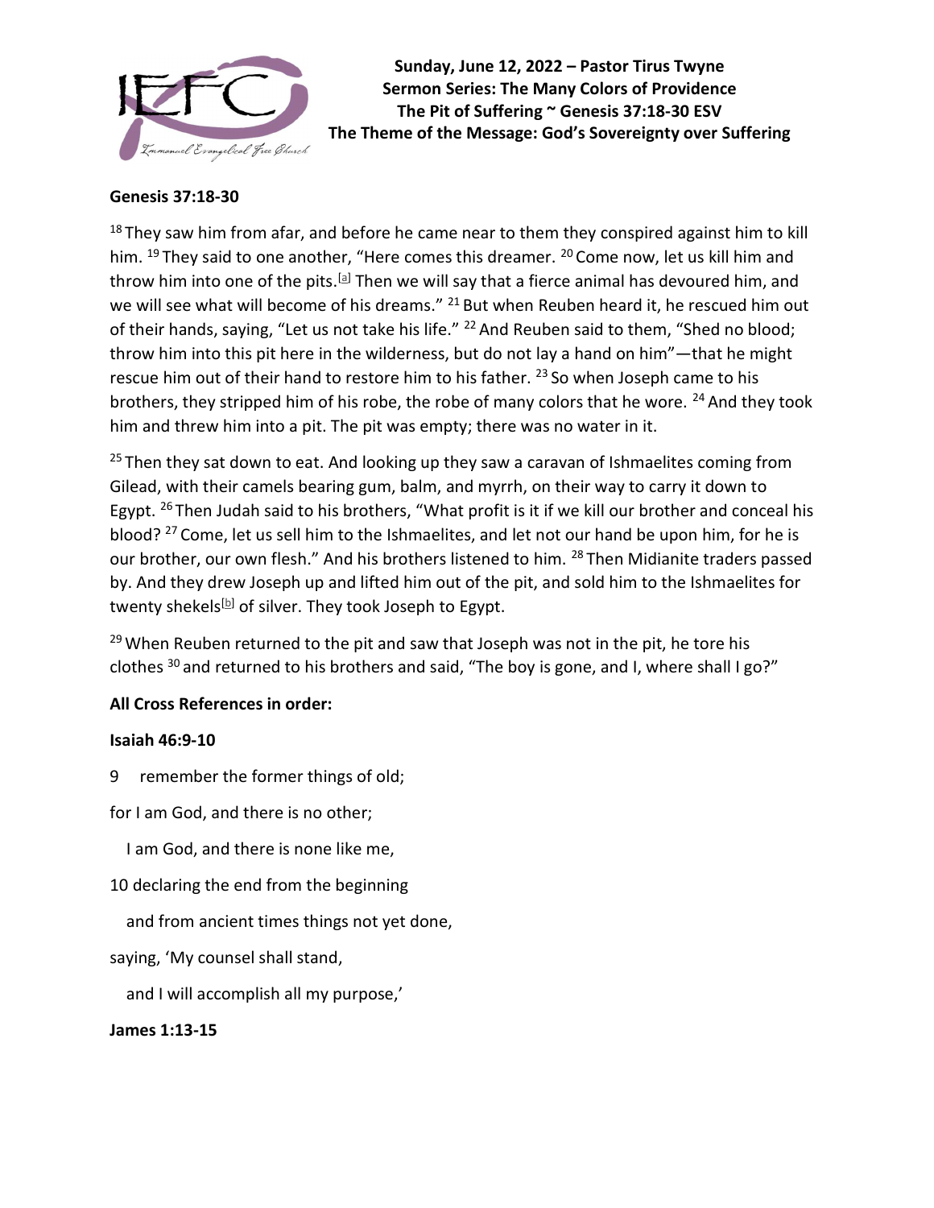**Sunday, June 12, 2022 – Pastor Tirus Twyne**
**Sermon Series: The Many Colors of Providence**
**The Pit of Suffering ~ Genesis 37:18-30 ESV**
**The Theme of the Message: God's Sovereignty over Suffering**

**Genesis 37:18-30**

18 They saw him from afar, and before he came near to them they conspired against him to kill him. 19 They said to one another, "Here comes this dreamer. 20 Come now, let us kill him and throw him into one of the pits.[a] Then we will say that a fierce animal has devoured him, and we will see what will become of his dreams." 21 But when Reuben heard it, he rescued him out of their hands, saying, "Let us not take his life." 22 And Reuben said to them, "Shed no blood; throw him into this pit here in the wilderness, but do not lay a hand on him"—that he might rescue him out of their hand to restore him to his father. 23 So when Joseph came to his brothers, they stripped him of his robe, the robe of many colors that he wore. 24 And they took him and threw him into a pit. The pit was empty; there was no water in it.

25 Then they sat down to eat. And looking up they saw a caravan of Ishmaelites coming from Gilead, with their camels bearing gum, balm, and myrrh, on their way to carry it down to Egypt. 26 Then Judah said to his brothers, "What profit is it if we kill our brother and conceal his blood? 27 Come, let us sell him to the Ishmaelites, and let not our hand be upon him, for he is our brother, our own flesh." And his brothers listened to him. 28 Then Midianite traders passed by. And they drew Joseph up and lifted him out of the pit, and sold him to the Ishmaelites for twenty shekels[b] of silver. They took Joseph to Egypt.

29 When Reuben returned to the pit and saw that Joseph was not in the pit, he tore his clothes 30 and returned to his brothers and said, "The boy is gone, and I, where shall I go?"

**All Cross References in order:**

**Isaiah 46:9-10**

9 remember the former things of old;

for I am God, and there is no other;

I am God, and there is none like me,

10 declaring the end from the beginning

and from ancient times things not yet done,

saying, 'My counsel shall stand,

and I will accomplish all my purpose,'

**James 1:13-15**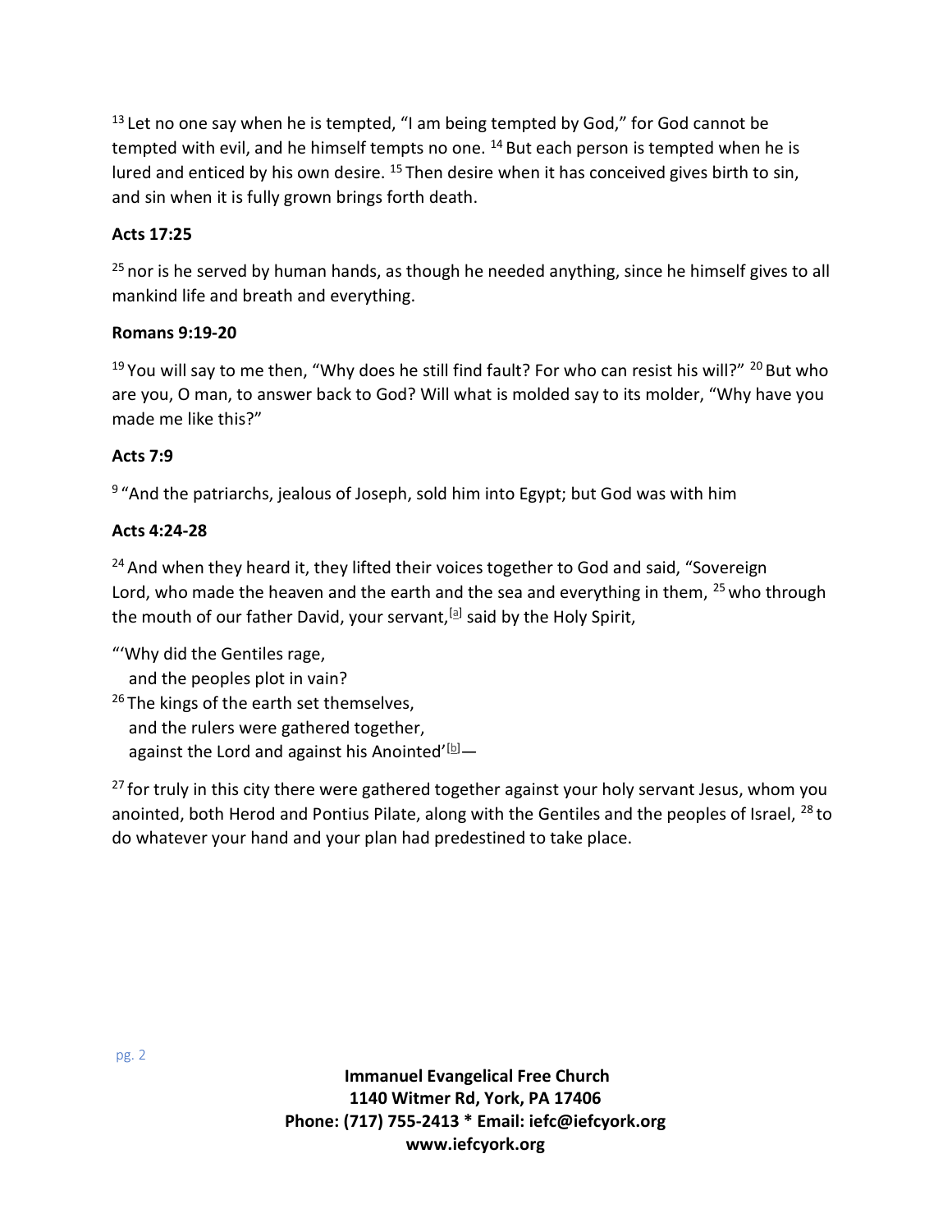[13] Let no one say when he is tempted, "I am being tempted by God," for God cannot be tempted with evil, and he himself tempts no one. [14] But each person is tempted when he is lured and enticed by his own desire. [15] Then desire when it has conceived gives birth to sin, and sin when it is fully grown brings forth death.

**Acts 17:25**

[25] nor is he served by human hands, as though he needed anything, since he himself gives to all mankind life and breath and everything.

**Romans 9:19-20**

[19] You will say to me then, "Why does he still find fault? For who can resist his will?" [20] But who are you, O man, to answer back to God? Will what is molded say to its molder, "Why have you made me like this?"

**Acts 7:9**

[9] "And the patriarchs, jealous of Joseph, sold him into Egypt; but God was with him

**Acts 4:24-28**

[24] And when they heard it, they lifted their voices together to God and said, "Sovereign Lord, who made the heaven and the earth and the sea and everything in them, [25] who through the mouth of our father David, your servant,[a] said by the Holy Spirit,

"'Why did the Gentiles rage,
 and the peoples plot in vain?
[26] The kings of the earth set themselves,
 and the rulers were gathered together,
 against the Lord and against his Anointed'[b]—

[27] for truly in this city there were gathered together against your holy servant Jesus, whom you anointed, both Herod and Pontius Pilate, along with the Gentiles and the peoples of Israel, [28] to do whatever your hand and your plan had predestined to take place.

**Immanuel Evangelical Free Church**
**1140 Witmer Rd, York, PA 17406**
**Phone: (717) 755-2413 * Email: iefc@iefcyork.org**
**www.iefcyork.org**